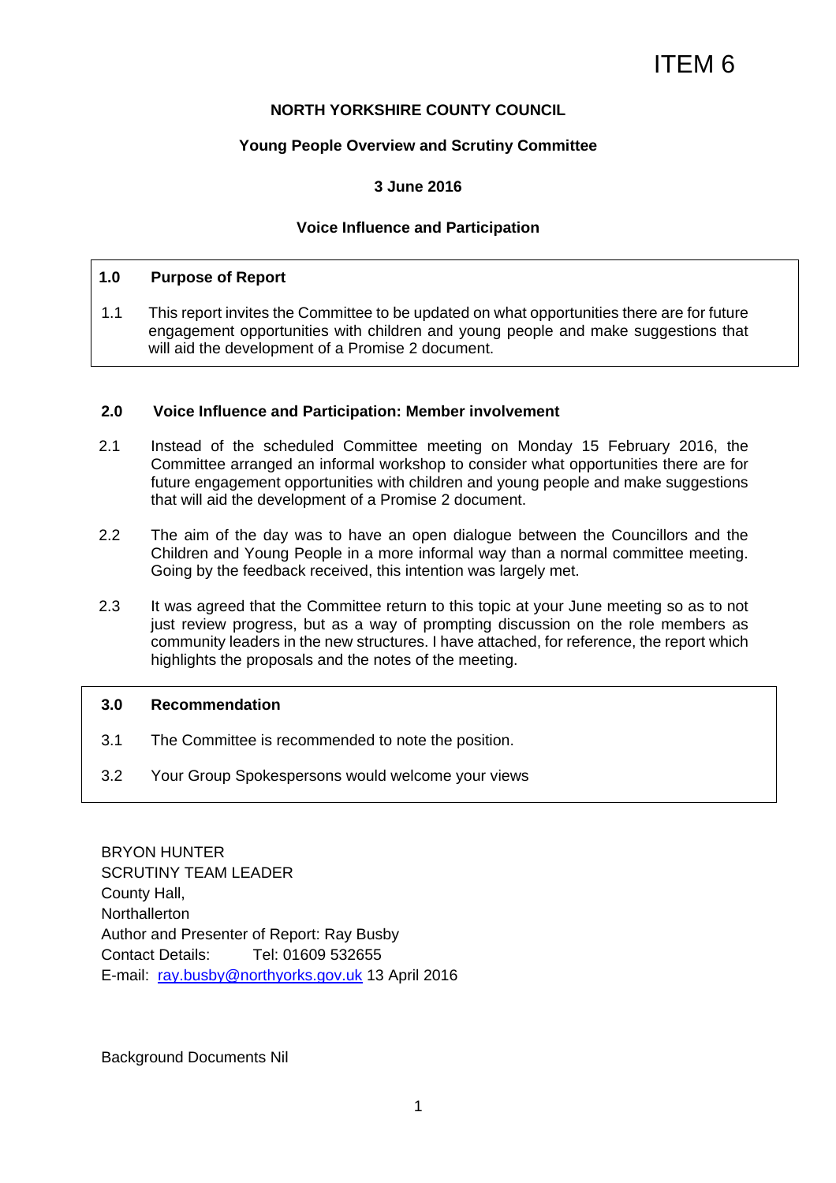ITEM 6

**NORTH YORKSHIRE COUNTY COUNCIL**

**Young People Overview and Scrutiny Committee**

**3 June 2016**

**Voice Influence and Participation**

## 1.0 Purpose of Report

1.1 This report invites the Committee to be updated on what opportunities there are for future engagement opportunities with children and young people and make suggestions that will aid the development of a Promise 2 document.

## 2.0 Voice Influence and Participation: Member involvement

2.1 Instead of the scheduled Committee meeting on Monday 15 February 2016, the Committee arranged an informal workshop to consider what opportunities there are for future engagement opportunities with children and young people and make suggestions that will aid the development of a Promise 2 document.

2.2 The aim of the day was to have an open dialogue between the Councillors and the Children and Young People in a more informal way than a normal committee meeting. Going by the feedback received, this intention was largely met.

2.3 It was agreed that the Committee return to this topic at your June meeting so as to not just review progress, but as a way of prompting discussion on the role members as community leaders in the new structures. I have attached, for reference, the report which highlights the proposals and the notes of the meeting.

## 3.0 Recommendation

3.1 The Committee is recommended to note the position.

3.2 Your Group Spokespersons would welcome your views

BRYON HUNTER
SCRUTINY TEAM LEADER
County Hall,
Northallerton
Author and Presenter of Report: Ray Busby
Contact Details: Tel: 01609 532655
E-mail: ray.busby@northyorks.gov.uk 13 April 2016

Background Documents Nil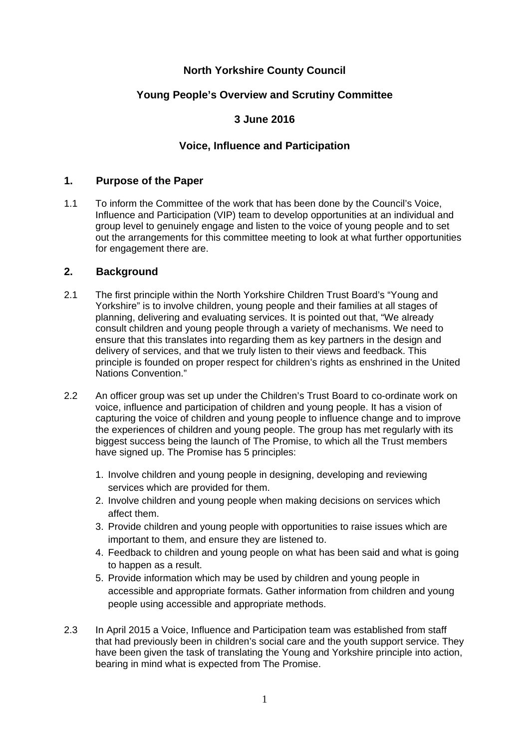**North Yorkshire County Council**

**Young People's Overview and Scrutiny Committee**

**3 June 2016**

**Voice, Influence and Participation**

## 1. Purpose of the Paper

1.1 To inform the Committee of the work that has been done by the Council's Voice, Influence and Participation (VIP) team to develop opportunities at an individual and group level to genuinely engage and listen to the voice of young people and to set out the arrangements for this committee meeting to look at what further opportunities for engagement there are.

## 2. Background

2.1 The first principle within the North Yorkshire Children Trust Board's "Young and Yorkshire" is to involve children, young people and their families at all stages of planning, delivering and evaluating services. It is pointed out that, "We already consult children and young people through a variety of mechanisms. We need to ensure that this translates into regarding them as key partners in the design and delivery of services, and that we truly listen to their views and feedback. This principle is founded on proper respect for children's rights as enshrined in the United Nations Convention."

2.2 An officer group was set up under the Children's Trust Board to co-ordinate work on voice, influence and participation of children and young people. It has a vision of capturing the voice of children and young people to influence change and to improve the experiences of children and young people. The group has met regularly with its biggest success being the launch of The Promise, to which all the Trust members have signed up. The Promise has 5 principles:

1. Involve children and young people in designing, developing and reviewing services which are provided for them.
2. Involve children and young people when making decisions on services which affect them.
3. Provide children and young people with opportunities to raise issues which are important to them, and ensure they are listened to.
4. Feedback to children and young people on what has been said and what is going to happen as a result.
5. Provide information which may be used by children and young people in accessible and appropriate formats. Gather information from children and young people using accessible and appropriate methods.

2.3 In April 2015 a Voice, Influence and Participation team was established from staff that had previously been in children's social care and the youth support service. They have been given the task of translating the Young and Yorkshire principle into action, bearing in mind what is expected from The Promise.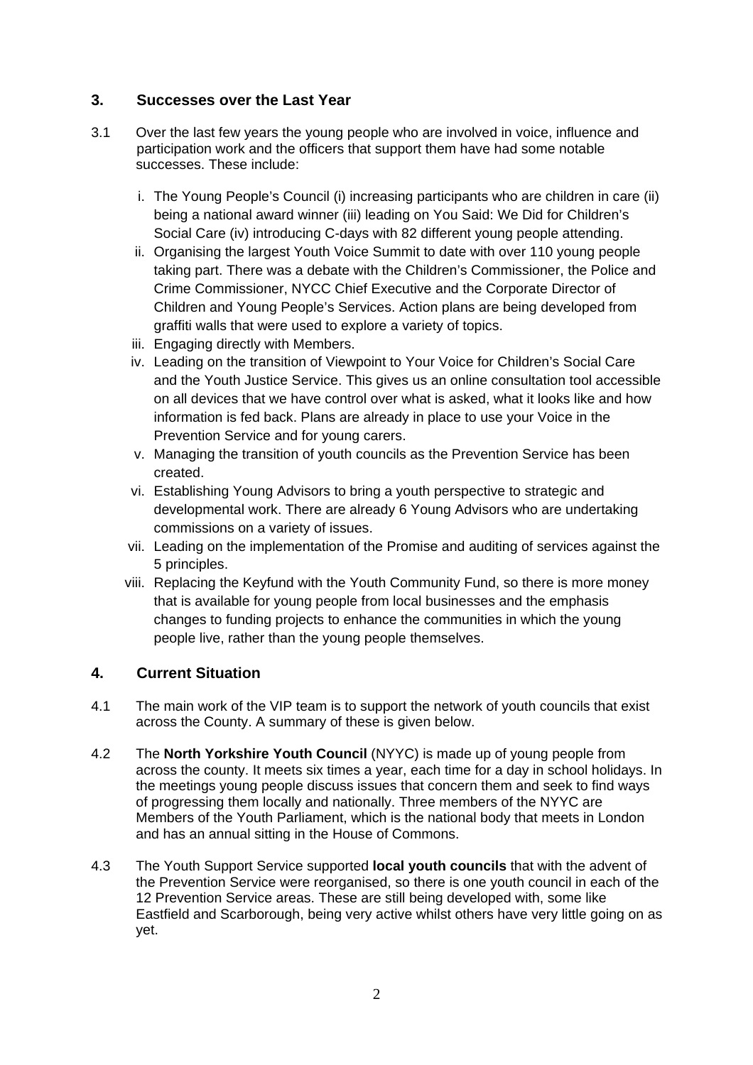## 3. Successes over the Last Year

3.1 Over the last few years the young people who are involved in voice, influence and participation work and the officers that support them have had some notable successes. These include:

i. The Young People's Council (i) increasing participants who are children in care (ii) being a national award winner (iii) leading on You Said: We Did for Children's Social Care (iv) introducing C-days with 82 different young people attending.
ii. Organising the largest Youth Voice Summit to date with over 110 young people taking part. There was a debate with the Children's Commissioner, the Police and Crime Commissioner, NYCC Chief Executive and the Corporate Director of Children and Young People's Services. Action plans are being developed from graffiti walls that were used to explore a variety of topics.
iii. Engaging directly with Members.
iv. Leading on the transition of Viewpoint to Your Voice for Children's Social Care and the Youth Justice Service. This gives us an online consultation tool accessible on all devices that we have control over what is asked, what it looks like and how information is fed back. Plans are already in place to use your Voice in the Prevention Service and for young carers.
v. Managing the transition of youth councils as the Prevention Service has been created.
vi. Establishing Young Advisors to bring a youth perspective to strategic and developmental work. There are already 6 Young Advisors who are undertaking commissions on a variety of issues.
vii. Leading on the implementation of the Promise and auditing of services against the 5 principles.
viii. Replacing the Keyfund with the Youth Community Fund, so there is more money that is available for young people from local businesses and the emphasis changes to funding projects to enhance the communities in which the young people live, rather than the young people themselves.

## 4. Current Situation

4.1 The main work of the VIP team is to support the network of youth councils that exist across the County. A summary of these is given below.

4.2 The **North Yorkshire Youth Council** (NYYC) is made up of young people from across the county. It meets six times a year, each time for a day in school holidays. In the meetings young people discuss issues that concern them and seek to find ways of progressing them locally and nationally. Three members of the NYYC are Members of the Youth Parliament, which is the national body that meets in London and has an annual sitting in the House of Commons.

4.3 The Youth Support Service supported **local youth councils** that with the advent of the Prevention Service were reorganised, so there is one youth council in each of the 12 Prevention Service areas. These are still being developed with, some like Eastfield and Scarborough, being very active whilst others have very little going on as yet.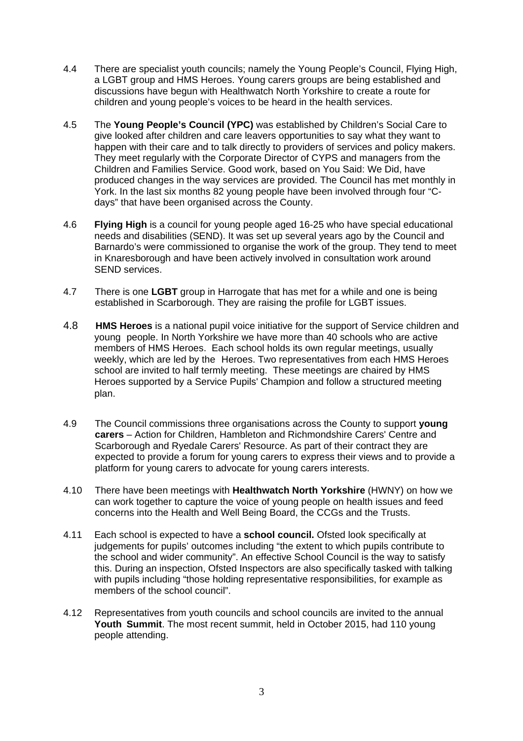4.4 There are specialist youth councils; namely the Young People's Council, Flying High, a LGBT group and HMS Heroes. Young carers groups are being established and discussions have begun with Healthwatch North Yorkshire to create a route for children and young people's voices to be heard in the health services.

4.5 The **Young People's Council (YPC)** was established by Children's Social Care to give looked after children and care leavers opportunities to say what they want to happen with their care and to talk directly to providers of services and policy makers. They meet regularly with the Corporate Director of CYPS and managers from the Children and Families Service. Good work, based on You Said: We Did, have produced changes in the way services are provided. The Council has met monthly in York. In the last six months 82 young people have been involved through four "C-days" that have been organised across the County.

4.6 **Flying High** is a council for young people aged 16-25 who have special educational needs and disabilities (SEND). It was set up several years ago by the Council and Barnardo's were commissioned to organise the work of the group. They tend to meet in Knaresborough and have been actively involved in consultation work around SEND services.

4.7 There is one **LGBT** group in Harrogate that has met for a while and one is being established in Scarborough. They are raising the profile for LGBT issues.

4.8 **HMS Heroes** is a national pupil voice initiative for the support of Service children and young people. In North Yorkshire we have more than 40 schools who are active members of HMS Heroes. Each school holds its own regular meetings, usually weekly, which are led by the Heroes. Two representatives from each HMS Heroes school are invited to half termly meeting. These meetings are chaired by HMS Heroes supported by a Service Pupils' Champion and follow a structured meeting plan.

4.9 The Council commissions three organisations across the County to support **young carers** – Action for Children, Hambleton and Richmondshire Carers' Centre and Scarborough and Ryedale Carers' Resource. As part of their contract they are expected to provide a forum for young carers to express their views and to provide a platform for young carers to advocate for young carers interests.

4.10 There have been meetings with **Healthwatch North Yorkshire** (HWNY) on how we can work together to capture the voice of young people on health issues and feed concerns into the Health and Well Being Board, the CCGs and the Trusts.

4.11 Each school is expected to have a **school council.** Ofsted look specifically at judgements for pupils' outcomes including "the extent to which pupils contribute to the school and wider community". An effective School Council is the way to satisfy this. During an inspection, Ofsted Inspectors are also specifically tasked with talking with pupils including "those holding representative responsibilities, for example as members of the school council".

4.12 Representatives from youth councils and school councils are invited to the annual **Youth Summit**. The most recent summit, held in October 2015, had 110 young people attending.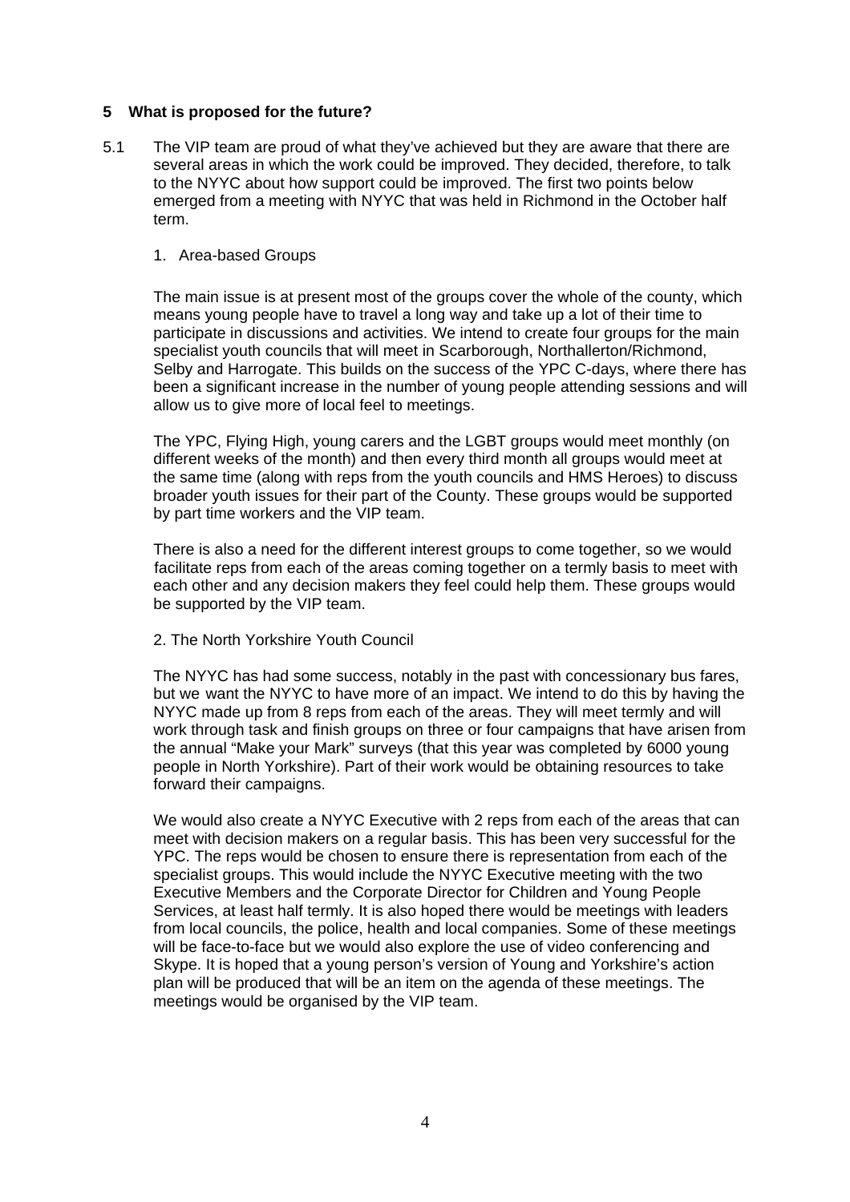## 5 What is proposed for the future?

5.1 The VIP team are proud of what they've achieved but they are aware that there are several areas in which the work could be improved. They decided, therefore, to talk to the NYYC about how support could be improved. The first two points below emerged from a meeting with NYYC that was held in Richmond in the October half term.

1. Area-based Groups

The main issue is at present most of the groups cover the whole of the county, which means young people have to travel a long way and take up a lot of their time to participate in discussions and activities. We intend to create four groups for the main specialist youth councils that will meet in Scarborough, Northallerton/Richmond, Selby and Harrogate. This builds on the success of the YPC C-days, where there has been a significant increase in the number of young people attending sessions and will allow us to give more of local feel to meetings.

The YPC, Flying High, young carers and the LGBT groups would meet monthly (on different weeks of the month) and then every third month all groups would meet at the same time (along with reps from the youth councils and HMS Heroes) to discuss broader youth issues for their part of the County. These groups would be supported by part time workers and the VIP team.

There is also a need for the different interest groups to come together, so we would facilitate reps from each of the areas coming together on a termly basis to meet with each other and any decision makers they feel could help them. These groups would be supported by the VIP team.

2. The North Yorkshire Youth Council

The NYYC has had some success, notably in the past with concessionary bus fares, but we want the NYYC to have more of an impact. We intend to do this by having the NYYC made up from 8 reps from each of the areas. They will meet termly and will work through task and finish groups on three or four campaigns that have arisen from the annual "Make your Mark" surveys (that this year was completed by 6000 young people in North Yorkshire). Part of their work would be obtaining resources to take forward their campaigns.

We would also create a NYYC Executive with 2 reps from each of the areas that can meet with decision makers on a regular basis. This has been very successful for the YPC. The reps would be chosen to ensure there is representation from each of the specialist groups. This would include the NYYC Executive meeting with the two Executive Members and the Corporate Director for Children and Young People Services, at least half termly. It is also hoped there would be meetings with leaders from local councils, the police, health and local companies. Some of these meetings will be face-to-face but we would also explore the use of video conferencing and Skype. It is hoped that a young person's version of Young and Yorkshire's action plan will be produced that will be an item on the agenda of these meetings. The meetings would be organised by the VIP team.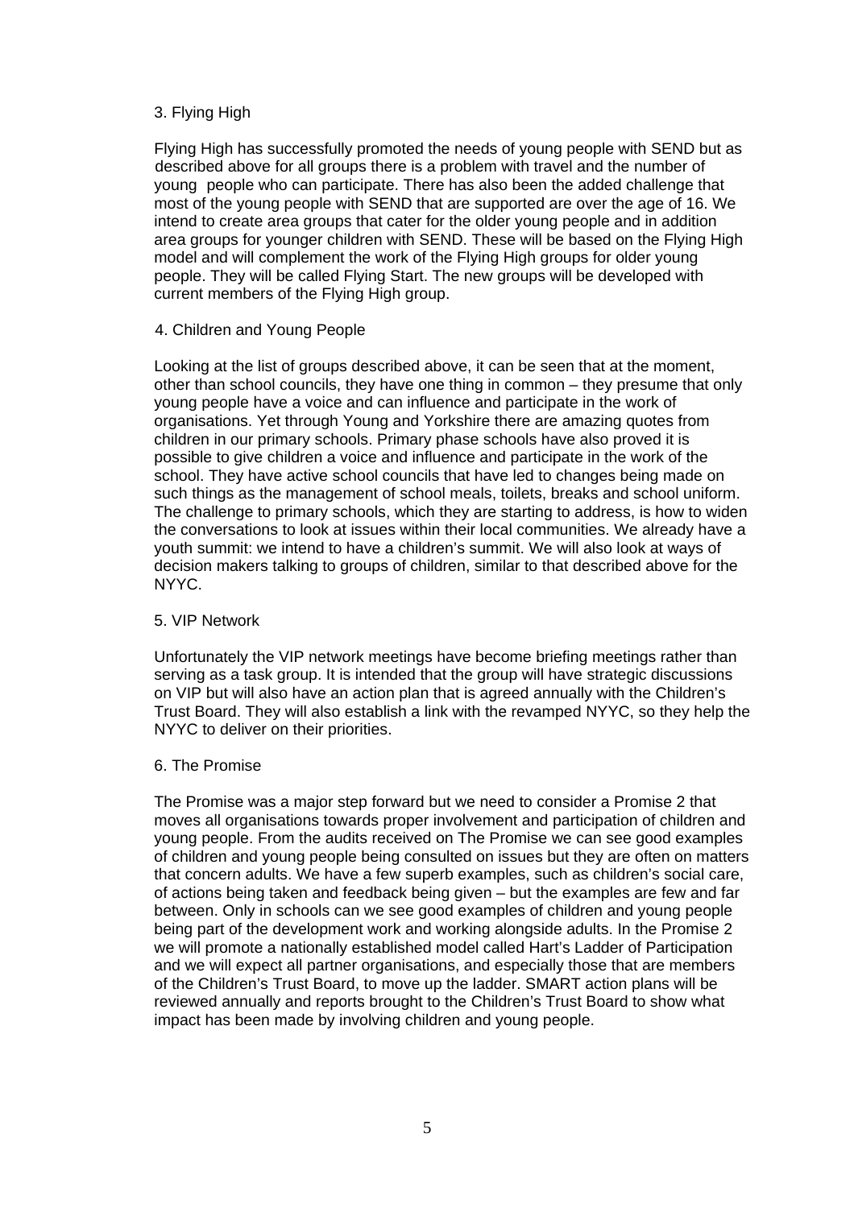### 3. Flying High

Flying High has successfully promoted the needs of young people with SEND but as described above for all groups there is a problem with travel and the number of young people who can participate. There has also been the added challenge that most of the young people with SEND that are supported are over the age of 16. We intend to create area groups that cater for the older young people and in addition area groups for younger children with SEND. These will be based on the Flying High model and will complement the work of the Flying High groups for older young people. They will be called Flying Start. The new groups will be developed with current members of the Flying High group.

### 4. Children and Young People

Looking at the list of groups described above, it can be seen that at the moment, other than school councils, they have one thing in common – they presume that only young people have a voice and can influence and participate in the work of organisations. Yet through Young and Yorkshire there are amazing quotes from children in our primary schools. Primary phase schools have also proved it is possible to give children a voice and influence and participate in the work of the school. They have active school councils that have led to changes being made on such things as the management of school meals, toilets, breaks and school uniform. The challenge to primary schools, which they are starting to address, is how to widen the conversations to look at issues within their local communities. We already have a youth summit: we intend to have a children's summit. We will also look at ways of decision makers talking to groups of children, similar to that described above for the NYYC.

### 5. VIP Network

Unfortunately the VIP network meetings have become briefing meetings rather than serving as a task group. It is intended that the group will have strategic discussions on VIP but will also have an action plan that is agreed annually with the Children's Trust Board. They will also establish a link with the revamped NYYC, so they help the NYYC to deliver on their priorities.

### 6. The Promise

The Promise was a major step forward but we need to consider a Promise 2 that moves all organisations towards proper involvement and participation of children and young people. From the audits received on The Promise we can see good examples of children and young people being consulted on issues but they are often on matters that concern adults. We have a few superb examples, such as children's social care, of actions being taken and feedback being given – but the examples are few and far between. Only in schools can we see good examples of children and young people being part of the development work and working alongside adults. In the Promise 2 we will promote a nationally established model called Hart's Ladder of Participation and we will expect all partner organisations, and especially those that are members of the Children's Trust Board, to move up the ladder. SMART action plans will be reviewed annually and reports brought to the Children's Trust Board to show what impact has been made by involving children and young people.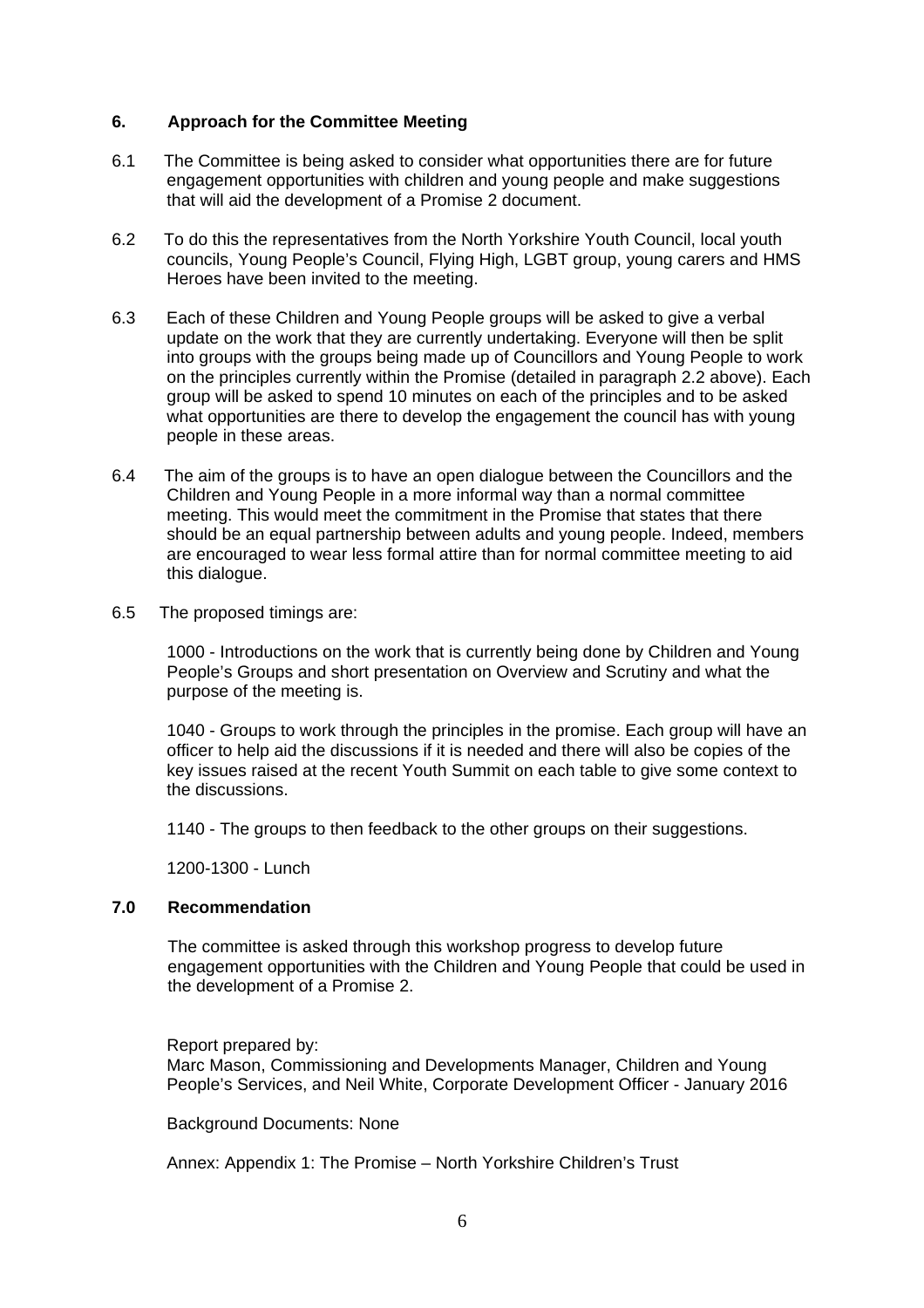## 6. Approach for the Committee Meeting

6.1 The Committee is being asked to consider what opportunities there are for future engagement opportunities with children and young people and make suggestions that will aid the development of a Promise 2 document.

6.2 To do this the representatives from the North Yorkshire Youth Council, local youth councils, Young People's Council, Flying High, LGBT group, young carers and HMS Heroes have been invited to the meeting.

6.3 Each of these Children and Young People groups will be asked to give a verbal update on the work that they are currently undertaking. Everyone will then be split into groups with the groups being made up of Councillors and Young People to work on the principles currently within the Promise (detailed in paragraph 2.2 above). Each group will be asked to spend 10 minutes on each of the principles and to be asked what opportunities are there to develop the engagement the council has with young people in these areas.

6.4 The aim of the groups is to have an open dialogue between the Councillors and the Children and Young People in a more informal way than a normal committee meeting. This would meet the commitment in the Promise that states that there should be an equal partnership between adults and young people. Indeed, members are encouraged to wear less formal attire than for normal committee meeting to aid this dialogue.

6.5 The proposed timings are:

1000 - Introductions on the work that is currently being done by Children and Young People's Groups and short presentation on Overview and Scrutiny and what the purpose of the meeting is.

1040 - Groups to work through the principles in the promise. Each group will have an officer to help aid the discussions if it is needed and there will also be copies of the key issues raised at the recent Youth Summit on each table to give some context to the discussions.

1140 - The groups to then feedback to the other groups on their suggestions.

1200-1300 - Lunch

## 7.0 Recommendation

The committee is asked through this workshop progress to develop future engagement opportunities with the Children and Young People that could be used in the development of a Promise 2.

Report prepared by:
Marc Mason, Commissioning and Developments Manager, Children and Young People's Services, and Neil White, Corporate Development Officer - January 2016

Background Documents: None

Annex: Appendix 1: The Promise – North Yorkshire Children's Trust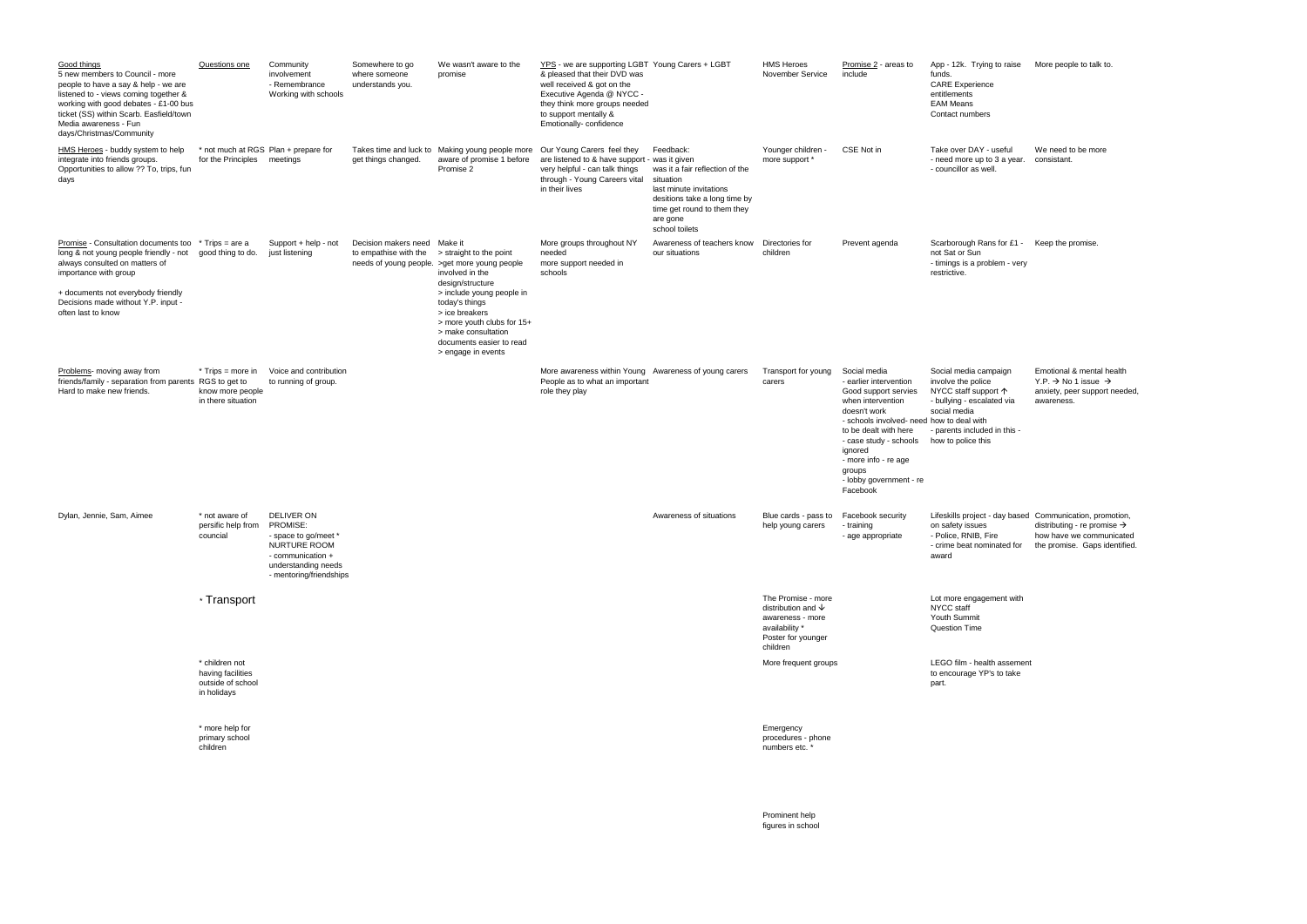| | | | | | | | | | | |
|---|---|---|---|---|---|---|---|---|---|---|
| Good things<br>5 new members to Council - more people to have a say & help - we are listened to - views coming together & working with good debates - £1-00 bus ticket (SS) within Scarb. Easfield/town Media awareness - Fun days/Christmas/Community | Questions one | Community involvement<br>- Remembrance<br>Working with schools | Somewhere to go where someone understands you. | We wasn't aware to the promise | YPS - we are supporting LGBT & pleased that their DVD was well received & got on the Executive Agenda @ NYCC - they think more groups needed to support mentally & Emotionally- confidence | Young Carers + LGBT | HMS Heroes November Service | Promise 2 - areas to include | App - 12k. Trying to raise funds.<br>CARE Experience entitlements<br>EAM Means<br>Contact numbers | More people to talk to. |
| HMS Heroes - buddy system to help integrate into friends groups. Opportunities to allow ?? To, trips, fun days | * not much at RGS for the Principles | Plan + prepare for meetings | Takes time and luck to get things changed. | Making young people more aware of promise 1 before Promise 2 | Our Young Carers feel they are listened to & have support - very helpful - can talk things through - Young Careers vital in their lives | Feedback:<br>was it given<br>was it a fair reflection of the situation<br>last minute invitations<br>desitions take a long time by time get round to them they are gone<br>school toilets | Younger children - more support * | CSE Not in | Take over DAY - useful<br>- need more up to 3 a year.<br>- councillor as well. | We need to be more consistant. |
| Promise - Consultation documents too long & not young people friendly - not always consulted on matters of importance with group<br><br>+ documents not everybody friendly<br>Decisions made without Y.P. input - often last to know | * Trips = are a good thing to do. | Support + help - not just listening | Decision makers need to empathise with the needs of young people. | Make it<br>> straight to the point<br>>get more young people involved in the design/structure<br>> include young people in today's things<br>> ice breakers<br>> more youth clubs for 15+<br>> make consultation documents easier to read<br>> engage in events | More groups throughout NY needed<br>more support needed in schools | Awareness of teachers know our situations | Directories for children | Prevent agenda | Scarborough Rans for £1 - not Sat or Sun<br>- timings is a problem - very restrictive. | Keep the promise. |
| Problems- moving away from friends/family - separation from parents Hard to make new friends. | * Trips = more in RGS to get to know more people in there situation | Voice and contribution to running of group. | | | More awareness within Young People as to what an important role they play | Awareness of young carers | Transport for young carers | Social media<br>- earlier intervention<br>Good support servies when intervention doesn't work<br>- schools involved- need to be dealt with here<br>- case study - schools ignored<br>- more info - re age groups<br>- lobby government - re Facebook | Social media campaign involve the police<br>NYCC staff support ↑<br>- bullying - escalated via social media<br>how to deal with<br>- parents included in this - how to police this | Emotional & mental health Y.P. → No 1 issue → anxiety, peer support needed, awareness. |
| Dylan, Jennie, Sam, Aimee | * not aware of persific help from councial | DELIVER ON PROMISE:<br>- space to go/meet *<br>NURTURE ROOM<br>- communication + understanding needs<br>- mentoring/friendships | | | | Awareness of situations | Blue cards - pass to help young carers | Facebook security<br>- training<br>- age appropriate | Lifeskills project - day based on safety issues<br>- Police, RNIB, Fire<br>- crime beat nominated for award | Communication, promotion, distributing - re promise → how have we communicated the promise. Gaps identified. |
| | * Transport | | | | | | The Promise - more distribution and ↓ awareness - more availability *<br>Poster for younger children | | Lot more engagement with NYCC staff<br>Youth Summit<br>Question Time | |
| | * children not having facilities outside of school in holidays | | | | | | More frequent groups | | LEGO film - health assement to encourage YP's to take part. | |
| | * more help for primary school children | | | | | | Emergency procedures - phone numbers etc. * | | | |
| | | | | | | | Prominent help figures in school | | | |